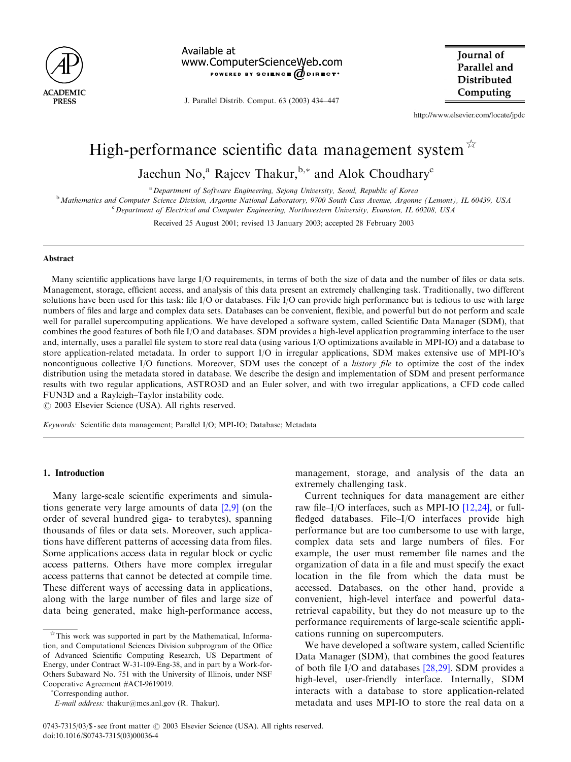# High-performance scientific data management system ☆

Jaechun No,[a] Rajeev Thakur,[b,*] and Alok Choudhary[c]

[a] Department of Software Engineering, Sejong University, Seoul, Republic of Korea

[b] Mathematics and Computer Science Division, Argonne National Laboratory, 9700 South Cass Avenue, Argonne (Lemont), IL 60439, USA

[c] Department of Electrical and Computer Engineering, Northwestern University, Evanston, IL 60208, USA

Received 25 August 2001; revised 13 January 2003; accepted 28 February 2003

## Abstract

Many scientific applications have large I/O requirements, in terms of both the size of data and the number of files or data sets. Management, storage, efficient access, and analysis of this data present an extremely challenging task. Traditionally, two different solutions have been used for this task: file I/O or databases. File I/O can provide high performance but is tedious to use with large numbers of files and large and complex data sets. Databases can be convenient, flexible, and powerful but do not perform and scale well for parallel supercomputing applications. We have developed a software system, called Scientific Data Manager (SDM), that combines the good features of both file I/O and databases. SDM provides a high-level application programming interface to the user and, internally, uses a parallel file system to store real data (using various I/O optimizations available in MPI-IO) and a database to store application-related metadata. In order to support I/O in irregular applications, SDM makes extensive use of MPI-IO's noncontiguous collective I/O functions. Moreover, SDM uses the concept of a *history file* to optimize the cost of the index distribution using the metadata stored in database. We describe the design and implementation of SDM and present performance results with two regular applications, ASTRO3D and an Euler solver, and with two irregular applications, a CFD code called FUN3D and a Rayleigh–Taylor instability code.

© 2003 Elsevier Science (USA). All rights reserved.

*Keywords:* Scientific data management; Parallel I/O; MPI-IO; Database; Metadata

## 1. Introduction

Many large-scale scientific experiments and simulations generate very large amounts of data [2,9] (on the order of several hundred giga- to terabytes), spanning thousands of files or data sets. Moreover, such applications have different patterns of accessing data from files. Some applications access data in regular block or cyclic access patterns. Others have more complex irregular access patterns that cannot be detected at compile time. These different ways of accessing data in applications, along with the large number of files and large size of data being generated, make high-performance access, management, storage, and analysis of the data an extremely challenging task.

Current techniques for data management are either raw file–I/O interfaces, such as MPI-IO [12,24], or full-fledged databases. File–I/O interfaces provide high performance but are too cumbersome to use with large, complex data sets and large numbers of files. For example, the user must remember file names and the organization of data in a file and must specify the exact location in the file from which the data must be accessed. Databases, on the other hand, provide a convenient, high-level interface and powerful data-retrieval capability, but they do not measure up to the performance requirements of large-scale scientific applications running on supercomputers.

We have developed a software system, called Scientific Data Manager (SDM), that combines the good features of both file I/O and databases [28,29]. SDM provides a high-level, user-friendly interface. Internally, SDM interacts with a database to store application-related metadata and uses MPI-IO to store the real data on a

☆ This work was supported in part by the Mathematical, Information, and Computational Sciences Division subprogram of the Office of Advanced Scientific Computing Research, US Department of Energy, under Contract W-31-109-Eng-38, and in part by a Work-for-Others Subaward No. 751 with the University of Illinois, under NSF Cooperative Agreement #ACI-9619019.

*Corresponding author.

*E-mail address:* thakur@mcs.anl.gov (R. Thakur).

0743-7315/03/$ - see front matter © 2003 Elsevier Science (USA). All rights reserved.
doi:10.1016/S0743-7315(03)00036-4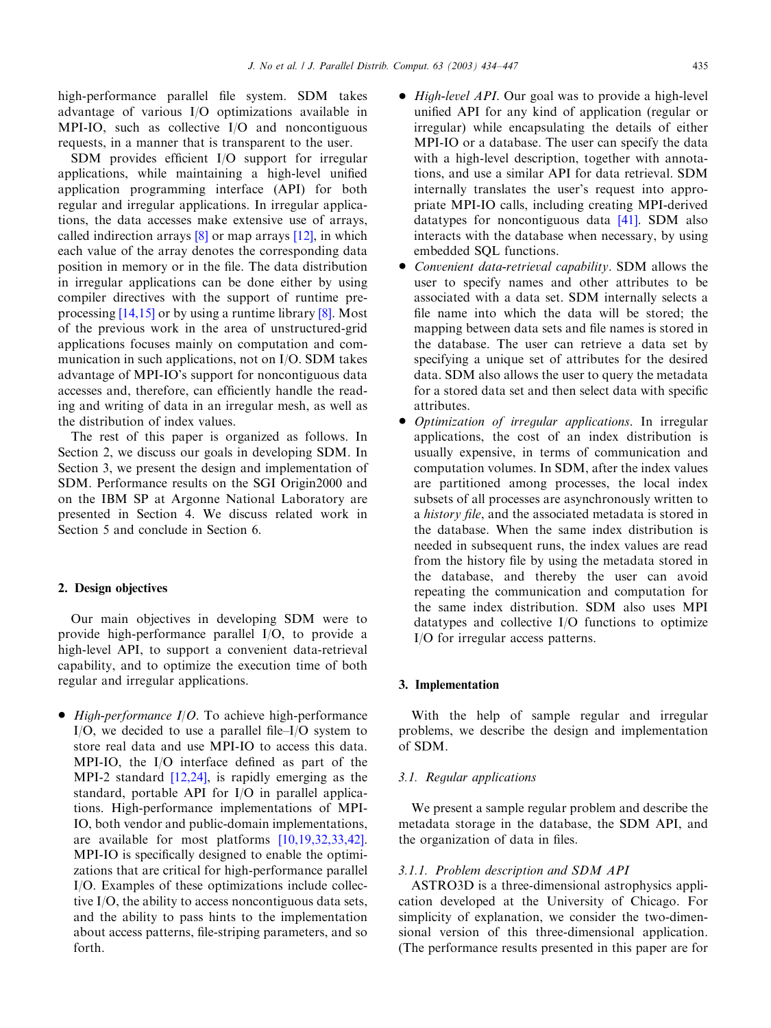high-performance parallel file system. SDM takes advantage of various I/O optimizations available in MPI-IO, such as collective I/O and noncontiguous requests, in a manner that is transparent to the user.

SDM provides efficient I/O support for irregular applications, while maintaining a high-level unified application programming interface (API) for both regular and irregular applications. In irregular applications, the data accesses make extensive use of arrays, called indirection arrays [8] or map arrays [12], in which each value of the array denotes the corresponding data position in memory or in the file. The data distribution in irregular applications can be done either by using compiler directives with the support of runtime preprocessing [14,15] or by using a runtime library [8]. Most of the previous work in the area of unstructured-grid applications focuses mainly on computation and communication in such applications, not on I/O. SDM takes advantage of MPI-IO's support for noncontiguous data accesses and, therefore, can efficiently handle the reading and writing of data in an irregular mesh, as well as the distribution of index values.

The rest of this paper is organized as follows. In Section 2, we discuss our goals in developing SDM. In Section 3, we present the design and implementation of SDM. Performance results on the SGI Origin2000 and on the IBM SP at Argonne National Laboratory are presented in Section 4. We discuss related work in Section 5 and conclude in Section 6.

## 2. Design objectives

Our main objectives in developing SDM were to provide high-performance parallel I/O, to provide a high-level API, to support a convenient data-retrieval capability, and to optimize the execution time of both regular and irregular applications.

- *High-performance I/O*. To achieve high-performance I/O, we decided to use a parallel file–I/O system to store real data and use MPI-IO to access this data. MPI-IO, the I/O interface defined as part of the MPI-2 standard [12,24], is rapidly emerging as the standard, portable API for I/O in parallel applications. High-performance implementations of MPI-IO, both vendor and public-domain implementations, are available for most platforms [10,19,32,33,42]. MPI-IO is specifically designed to enable the optimizations that are critical for high-performance parallel I/O. Examples of these optimizations include collective I/O, the ability to access noncontiguous data sets, and the ability to pass hints to the implementation about access patterns, file-striping parameters, and so forth.
- *High-level API*. Our goal was to provide a high-level unified API for any kind of application (regular or irregular) while encapsulating the details of either MPI-IO or a database. The user can specify the data with a high-level description, together with annotations, and use a similar API for data retrieval. SDM internally translates the user's request into appropriate MPI-IO calls, including creating MPI-derived datatypes for noncontiguous data [41]. SDM also interacts with the database when necessary, by using embedded SQL functions.
- *Convenient data-retrieval capability*. SDM allows the user to specify names and other attributes to be associated with a data set. SDM internally selects a file name into which the data will be stored; the mapping between data sets and file names is stored in the database. The user can retrieve a data set by specifying a unique set of attributes for the desired data. SDM also allows the user to query the metadata for a stored data set and then select data with specific attributes.
- *Optimization of irregular applications*. In irregular applications, the cost of an index distribution is usually expensive, in terms of communication and computation volumes. In SDM, after the index values are partitioned among processes, the local index subsets of all processes are asynchronously written to a *history file*, and the associated metadata is stored in the database. When the same index distribution is needed in subsequent runs, the index values are read from the history file by using the metadata stored in the database, and thereby the user can avoid repeating the communication and computation for the same index distribution. SDM also uses MPI datatypes and collective I/O functions to optimize I/O for irregular access patterns.

## 3. Implementation

With the help of sample regular and irregular problems, we describe the design and implementation of SDM.

### 3.1. Regular applications

We present a sample regular problem and describe the metadata storage in the database, the SDM API, and the organization of data in files.

#### 3.1.1. Problem description and SDM API

ASTRO3D is a three-dimensional astrophysics application developed at the University of Chicago. For simplicity of explanation, we consider the two-dimensional version of this three-dimensional application. (The performance results presented in this paper are for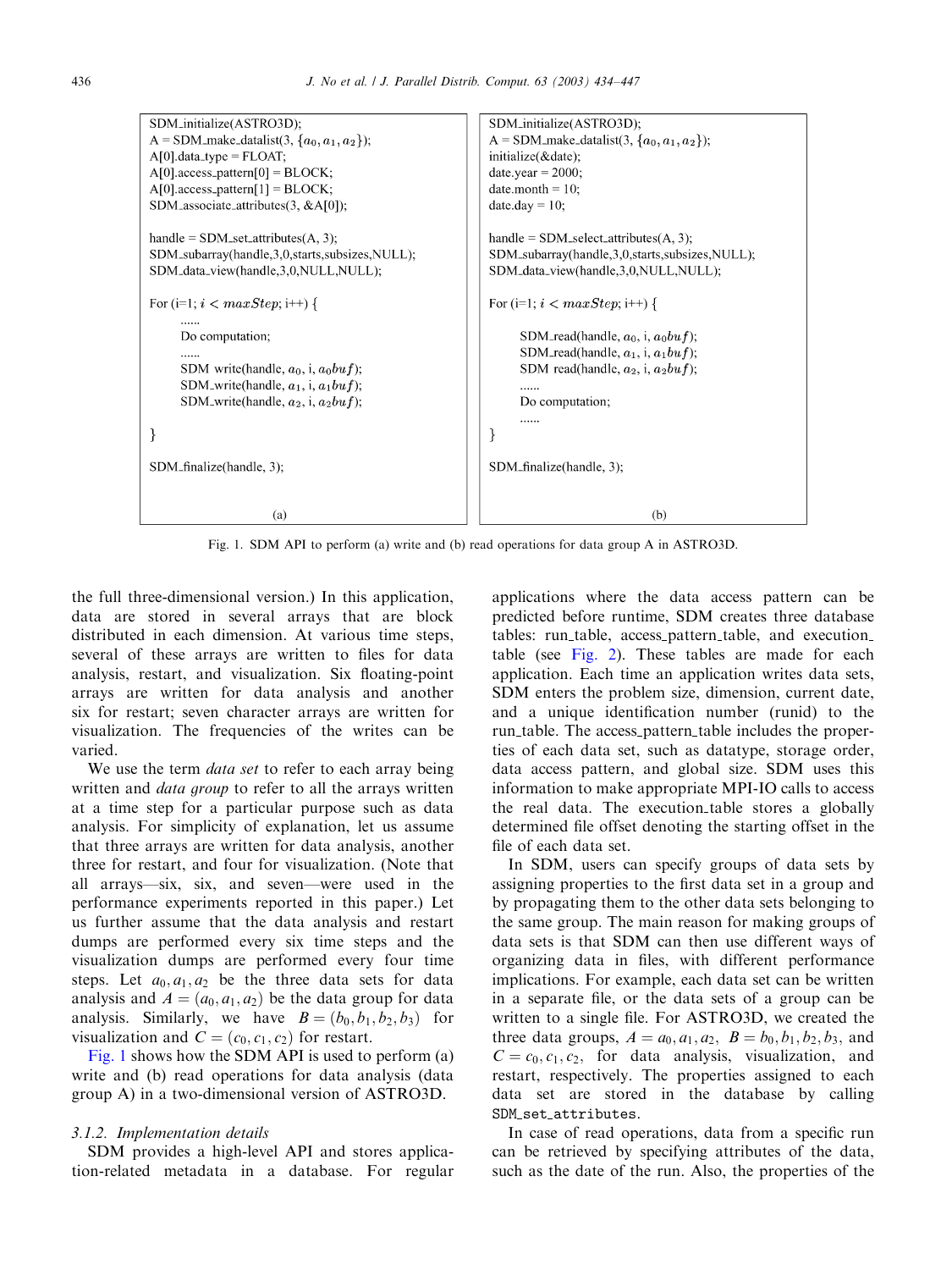```
SDM_initialize(ASTRO3D);
A = SDM_make_datalist(3, {a0, a1, a2});
A[0].data_type = FLOAT;
A[0].access_pattern[0] = BLOCK;
A[0].access_pattern[1] = BLOCK;
SDM_associate_attributes(3, &A[0]);

handle = SDM_set_attributes(A, 3);
SDM_subarray(handle,3,0,starts,subsizes,NULL);
SDM_data_view(handle,3,0,NULL,NULL);

For (i=1; i < maxStep; i++) {
    ......
    Do computation;
    ......
    SDM write(handle, a0, i, a0buf);
    SDM_write(handle, a1, i, a1buf);
    SDM_write(handle, a2, i, a2buf);

}

SDM_finalize(handle, 3);
```

(a)

```
SDM_initialize(ASTRO3D);
A = SDM_make_datalist(3, {a0, a1, a2});
initialize(&date);
date.year = 2000;
date.month = 10;
date.day = 10;

handle = SDM_select_attributes(A, 3);
SDM_subarray(handle,3,0,starts,subsizes,NULL);
SDM_data_view(handle,3,0,NULL,NULL);

For (i=1; i < maxStep; i++) {

    SDM_read(handle, a0, i, a0buf);
    SDM_read(handle, a1, i, a1buf);
    SDM read(handle, a2, i, a2buf);
    ......
    Do computation;
    ......
}

SDM_finalize(handle, 3);
```

(b)

Fig. 1. SDM API to perform (a) write and (b) read operations for data group A in ASTRO3D.

the full three-dimensional version.) In this application, data are stored in several arrays that are block distributed in each dimension. At various time steps, several of these arrays are written to files for data analysis, restart, and visualization. Six floating-point arrays are written for data analysis and another six for restart; seven character arrays are written for visualization. The frequencies of the writes can be varied.

We use the term *data set* to refer to each array being written and *data group* to refer to all the arrays written at a time step for a particular purpose such as data analysis. For simplicity of explanation, let us assume that three arrays are written for data analysis, another three for restart, and four for visualization. (Note that all arrays—six, six, and seven—were used in the performance experiments reported in this paper.) Let us further assume that the data analysis and restart dumps are performed every six time steps and the visualization dumps are performed every four time steps. Let $a_0, a_1, a_2$ be the three data sets for data analysis and $A = (a_0, a_1, a_2)$ be the data group for data analysis. Similarly, we have $B = (b_0, b_1, b_2, b_3)$ for visualization and $C = (c_0, c_1, c_2)$ for restart.

Fig. 1 shows how the SDM API is used to perform (a) write and (b) read operations for data analysis (data group A) in a two-dimensional version of ASTRO3D.

#### 3.1.2. Implementation details

SDM provides a high-level API and stores application-related metadata in a database. For regular applications where the data access pattern can be predicted before runtime, SDM creates three database tables: run_table, access_pattern_table, and execution_table (see Fig. 2). These tables are made for each application. Each time an application writes data sets, SDM enters the problem size, dimension, current date, and a unique identification number (runid) to the run_table. The access_pattern_table includes the properties of each data set, such as datatype, storage order, data access pattern, and global size. SDM uses this information to make appropriate MPI-IO calls to access the real data. The execution_table stores a globally determined file offset denoting the starting offset in the file of each data set.

In SDM, users can specify groups of data sets by assigning properties to the first data set in a group and by propagating them to the other data sets belonging to the same group. The main reason for making groups of data sets is that SDM can then use different ways of organizing data in files, with different performance implications. For example, each data set can be written in a separate file, or the data sets of a group can be written to a single file. For ASTRO3D, we created the three data groups, $A = a_0, a_1, a_2$, $B = b_0, b_1, b_2, b_3$, and $C = c_0, c_1, c_2$, for data analysis, visualization, and restart, respectively. The properties assigned to each data set are stored in the database by calling `SDM_set_attributes`.

In case of read operations, data from a specific run can be retrieved by specifying attributes of the data, such as the date of the run. Also, the properties of the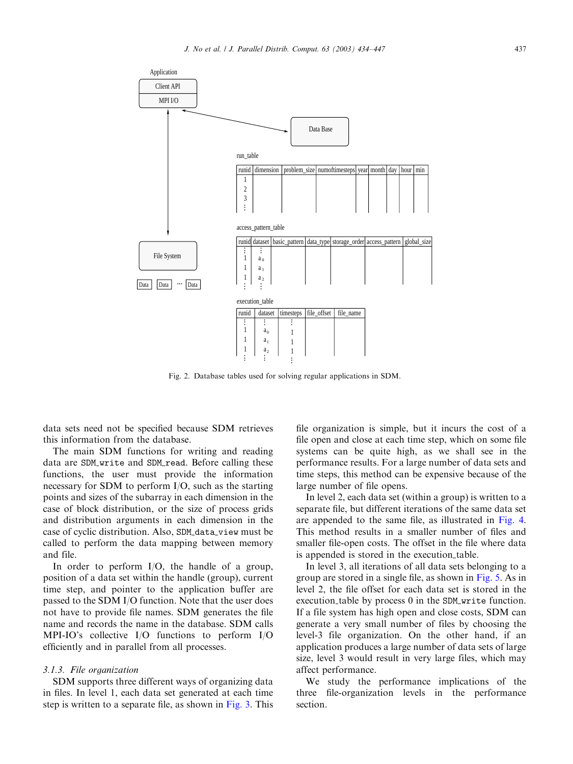Fig. 2. Database tables used for solving regular applications in SDM.

data sets need not be specified because SDM retrieves this information from the database.

The main SDM functions for writing and reading data are `SDM_write` and `SDM_read`. Before calling these functions, the user must provide the information necessary for SDM to perform I/O, such as the starting points and sizes of the subarray in each dimension in the case of block distribution, or the size of process grids and distribution arguments in each dimension in the case of cyclic distribution. Also, `SDM_data_view` must be called to perform the data mapping between memory and file.

In order to perform I/O, the handle of a group, position of a data set within the handle (group), current time step, and pointer to the application buffer are passed to the SDM I/O function. Note that the user does not have to provide file names. SDM generates the file name and records the name in the database. SDM calls MPI-IO's collective I/O functions to perform I/O efficiently and in parallel from all processes.

### *3.1.3. File organization*

SDM supports three different ways of organizing data in files. In level 1, each data set generated at each time step is written to a separate file, as shown in Fig. 3. This file organization is simple, but it incurs the cost of a file open and close at each time step, which on some file systems can be quite high, as we shall see in the performance results. For a large number of data sets and time steps, this method can be expensive because of the large number of file opens.

In level 2, each data set (within a group) is written to a separate file, but different iterations of the same data set are appended to the same file, as illustrated in Fig. 4. This method results in a smaller number of files and smaller file-open costs. The offset in the file where data is appended is stored in the execution_table.

In level 3, all iterations of all data sets belonging to a group are stored in a single file, as shown in Fig. 5. As in level 2, the file offset for each data set is stored in the execution_table by process 0 in the `SDM_write` function. If a file system has high open and close costs, SDM can generate a very small number of files by choosing the level-3 file organization. On the other hand, if an application produces a large number of data sets of large size, level 3 would result in very large files, which may affect performance.

We study the performance implications of the three file-organization levels in the performance section.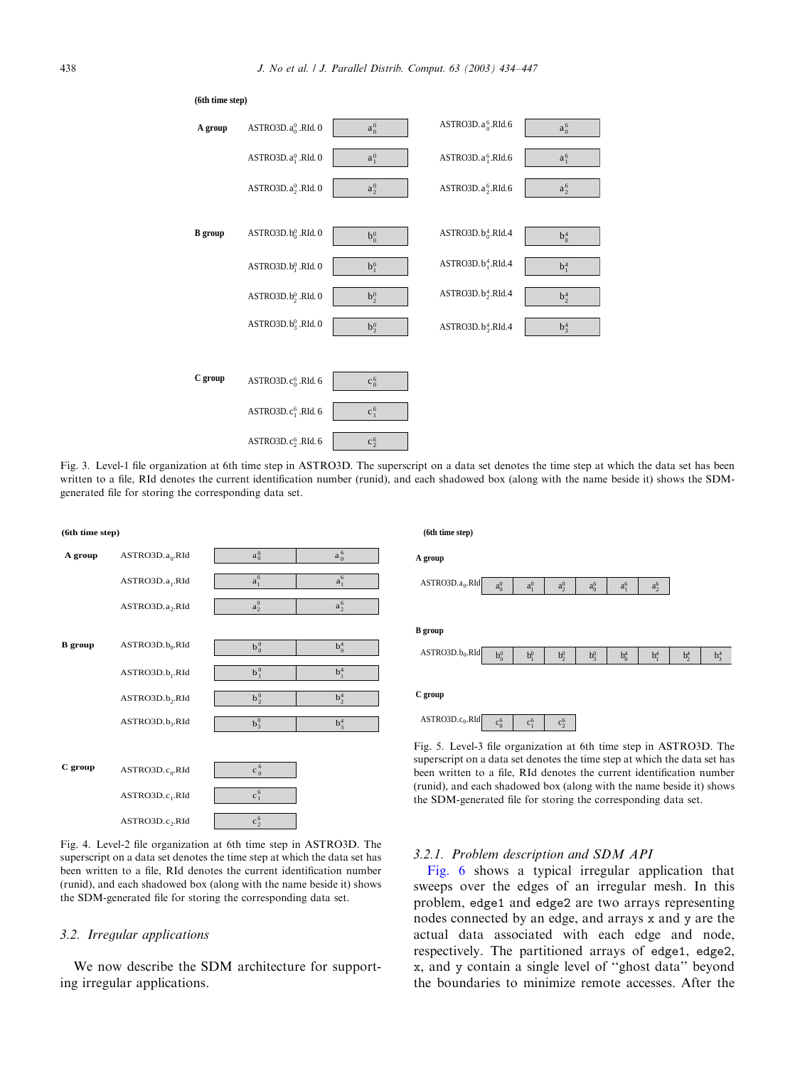Fig. 3. Level-1 file organization at 6th time step in ASTRO3D. The superscript on a data set denotes the time step at which the data set has been written to a file, RId denotes the current identification number (runid), and each shadowed box (along with the name beside it) shows the SDM-generated file for storing the corresponding data set.

Fig. 4. Level-2 file organization at 6th time step in ASTRO3D. The superscript on a data set denotes the time step at which the data set has been written to a file, RId denotes the current identification number (runid), and each shadowed box (along with the name beside it) shows the SDM-generated file for storing the corresponding data set.

Fig. 5. Level-3 file organization at 6th time step in ASTRO3D. The superscript on a data set denotes the time step at which the data set has been written to a file, RId denotes the current identification number (runid), and each shadowed box (along with the name beside it) shows the SDM-generated file for storing the corresponding data set.

## 3.2. Irregular applications

We now describe the SDM architecture for supporting irregular applications.

### 3.2.1. Problem description and SDM API

Fig. 6 shows a typical irregular application that sweeps over the edges of an irregular mesh. In this problem, `edge1` and `edge2` are two arrays representing nodes connected by an edge, and arrays `x` and `y` are the actual data associated with each edge and node, respectively. The partitioned arrays of `edge1`, `edge2`, `x`, and `y` contain a single level of "ghost data" beyond the boundaries to minimize remote accesses. After the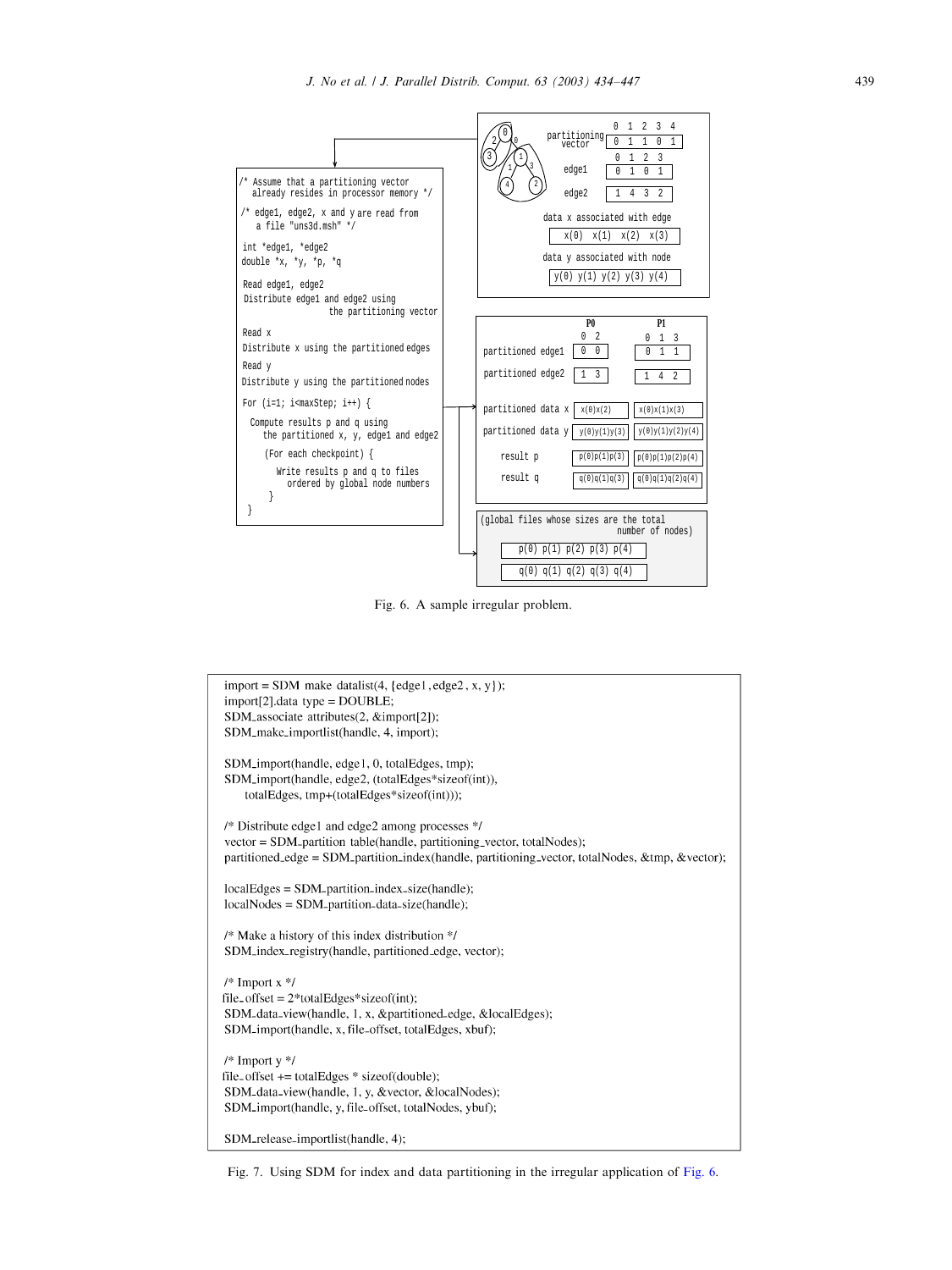```
/* Assume that a partitioning vector
   already resides in processor memory */

/* edge1, edge2, x and y are read from
   a file "uns3d.msh" */

int *edge1, *edge2
double *x, *y, *p, *q

Read edge1, edge2
Distribute edge1 and edge2 using
               the partitioning vector

Read x
Distribute x using the partitioned edges
Read y
Distribute y using the partitioned nodes

For (i=1; i<maxStep; i++) {

  Compute results p and q using
     the partitioned x, y, edge1 and edge2

     (For each checkpoint) {

        Write results p and q to files
          ordered by global node numbers
     }
 }
```

| | 0 | 1 | 2 | 3 | 4 |
|---|---|---|---|---|---|
| partitioning vector | 0 | 1 | 1 | 0 | 1 |

| | 0 | 1 | 2 | 3 |
|---|---|---|---|---|
| edge1 | 0 | 1 | 0 | 1 |
| edge2 | 1 | 4 | 3 | 2 |

data x associated with edge: x(0) x(1) x(2) x(3)

data y associated with node: y(0) y(1) y(2) y(3) y(4)

| | P0 (0 2) | P1 (0 1 3) |
|---|---|---|
| partitioned edge1 | 0 0 | 0 1 1 |
| partitioned edge2 | 1 3 | 1 4 2 |
| partitioned data x | x(0)x(2) | x(0)x(1)x(3) |
| partitioned data y | y(0)y(1)y(3) | y(0)y(1)y(2)y(4) |
| result p | p(0)p(1)p(3) | p(0)p(1)p(2)p(4) |
| result q | q(0)q(1)q(3) | q(0)q(1)q(2)q(4) |

(global files whose sizes are the total number of nodes)

p(0) p(1) p(2) p(3) p(4)

q(0) q(1) q(2) q(3) q(4)

Fig. 6. A sample irregular problem.

```
import = SDM_make_datalist(4, {edge1, edge2, x, y});
import[2].data_type = DOUBLE;
SDM_associate_attributes(2, &import[2]);
SDM_make_importlist(handle, 4, import);

SDM_import(handle, edge1, 0, totalEdges, tmp);
SDM_import(handle, edge2, (totalEdges*sizeof(int)),
     totalEdges, tmp+(totalEdges*sizeof(int)));

/* Distribute edge1 and edge2 among processes */
vector = SDM_partition_table(handle, partitioning_vector, totalNodes);
partitioned_edge = SDM_partition_index(handle, partitioning_vector, totalNodes, &tmp, &vector);

localEdges = SDM_partition_index_size(handle);
localNodes = SDM_partition_data_size(handle);

/* Make a history of this index distribution */
SDM_index_registry(handle, partitioned_edge, vector);

/* Import x */
file_offset = 2*totalEdges*sizeof(int);
SDM_data_view(handle, 1, x, &partitioned_edge, &localEdges);
SDM_import(handle, x, file_offset, totalEdges, xbuf);

/* Import y */
file_offset += totalEdges * sizeof(double);
SDM_data_view(handle, 1, y, &vector, &localNodes);
SDM_import(handle, y, file_offset, totalNodes, ybuf);

SDM_release_importlist(handle, 4);
```

Fig. 7. Using SDM for index and data partitioning in the irregular application of Fig. 6.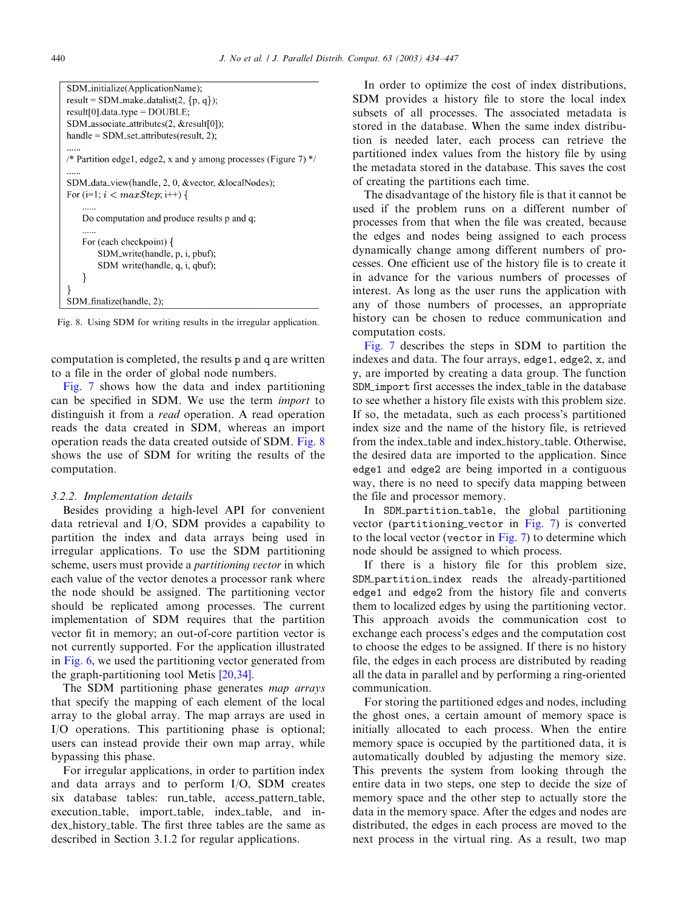```
SDM_initialize(ApplicationName);
result = SDM_make_datalist(2, {p, q});
result[0].data_type = DOUBLE;
SDM_associate_attributes(2, &result[0]);
handle = SDM_set_attributes(result, 2);
......
/* Partition edge1, edge2, x and y among processes (Figure 7) */
......
SDM_data_view(handle, 2, 0, &vector, &localNodes);
For (i=1; i < maxStep; i++) {
    ......
    Do computation and produce results p and q;
    ......
    For (each checkpoint) {
        SDM_write(handle, p, i, pbuf);
        SDM write(handle, q, i, qbuf);
    }
}
SDM_finalize(handle, 2);
```

Fig. 8. Using SDM for writing results in the irregular application.

computation is completed, the results p and q are written to a file in the order of global node numbers.

Fig. 7 shows how the data and index partitioning can be specified in SDM. We use the term *import* to distinguish it from a *read* operation. A read operation reads the data created in SDM, whereas an import operation reads the data created outside of SDM. Fig. 8 shows the use of SDM for writing the results of the computation.

#### 3.2.2. Implementation details

Besides providing a high-level API for convenient data retrieval and I/O, SDM provides a capability to partition the index and data arrays being used in irregular applications. To use the SDM partitioning scheme, users must provide a *partitioning vector* in which each value of the vector denotes a processor rank where the node should be assigned. The partitioning vector should be replicated among processes. The current implementation of SDM requires that the partition vector fit in memory; an out-of-core partition vector is not currently supported. For the application illustrated in Fig. 6, we used the partitioning vector generated from the graph-partitioning tool Metis [20,34].

The SDM partitioning phase generates *map arrays* that specify the mapping of each element of the local array to the global array. The map arrays are used in I/O operations. This partitioning phase is optional; users can instead provide their own map array, while bypassing this phase.

For irregular applications, in order to partition index and data arrays and to perform I/O, SDM creates six database tables: run_table, access_pattern_table, execution_table, import_table, index_table, and index_history_table. The first three tables are the same as described in Section 3.1.2 for regular applications.

In order to optimize the cost of index distributions, SDM provides a history file to store the local index subsets of all processes. The associated metadata is stored in the database. When the same index distribution is needed later, each process can retrieve the partitioned index values from the history file by using the metadata stored in the database. This saves the cost of creating the partitions each time.

The disadvantage of the history file is that it cannot be used if the problem runs on a different number of processes from that when the file was created, because the edges and nodes being assigned to each process dynamically change among different numbers of processes. One efficient use of the history file is to create it in advance for the various numbers of processes of interest. As long as the user runs the application with any of those numbers of processes, an appropriate history can be chosen to reduce communication and computation costs.

Fig. 7 describes the steps in SDM to partition the indexes and data. The four arrays, edge1, edge2, x, and y, are imported by creating a data group. The function SDM_import first accesses the index_table in the database to see whether a history file exists with this problem size. If so, the metadata, such as each process's partitioned index size and the name of the history file, is retrieved from the index_table and index_history_table. Otherwise, the desired data are imported to the application. Since edge1 and edge2 are being imported in a contiguous way, there is no need to specify data mapping between the file and processor memory.

In SDM_partition_table, the global partitioning vector (partitioning_vector in Fig. 7) is converted to the local vector (vector in Fig. 7) to determine which node should be assigned to which process.

If there is a history file for this problem size, SDM_partition_index reads the already-partitioned edge1 and edge2 from the history file and converts them to localized edges by using the partitioning vector. This approach avoids the communication cost to exchange each process's edges and the computation cost to choose the edges to be assigned. If there is no history file, the edges in each process are distributed by reading all the data in parallel and by performing a ring-oriented communication.

For storing the partitioned edges and nodes, including the ghost ones, a certain amount of memory space is initially allocated to each process. When the entire memory space is occupied by the partitioned data, it is automatically doubled by adjusting the memory size. This prevents the system from looking through the entire data in two steps, one step to decide the size of memory space and the other step to actually store the data in the memory space. After the edges and nodes are distributed, the edges in each process are moved to the next process in the virtual ring. As a result, two map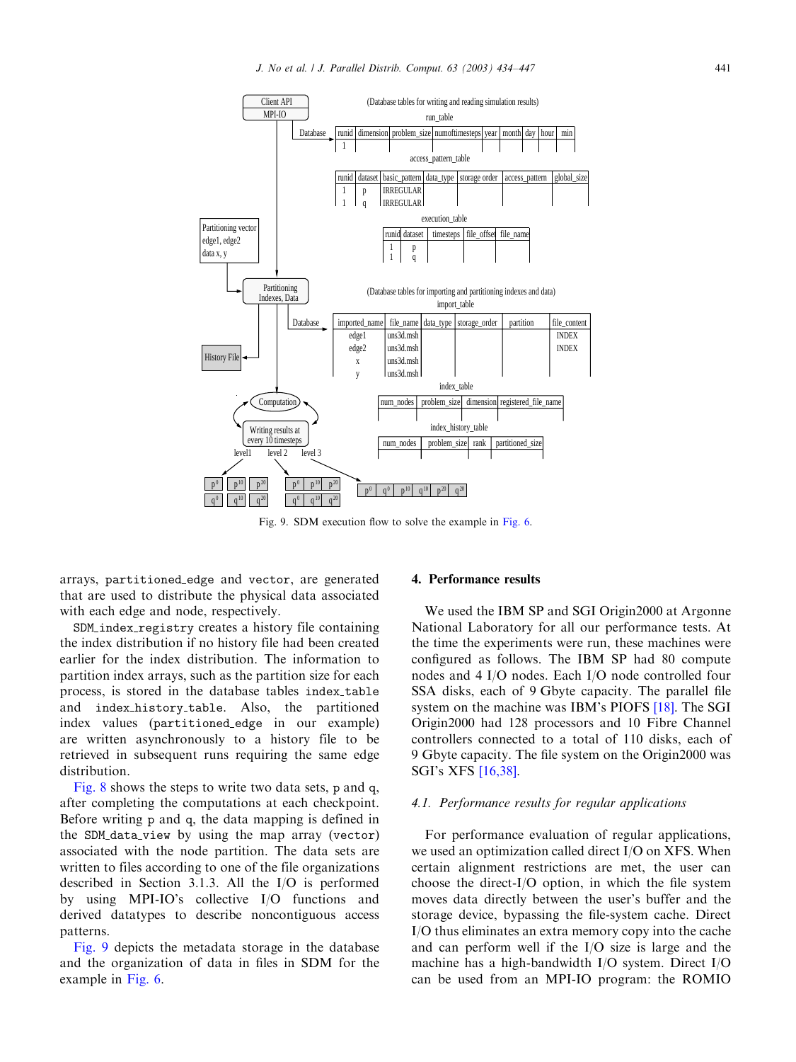Fig. 9. SDM execution flow to solve the example in Fig. 6.

arrays, `partitioned_edge` and `vector`, are generated that are used to distribute the physical data associated with each edge and node, respectively.

`SDM_index_registry` creates a history file containing the index distribution if no history file had been created earlier for the index distribution. The information to partition index arrays, such as the partition size for each process, is stored in the database tables `index_table` and `index_history_table`. Also, the partitioned index values (`partitioned_edge` in our example) are written asynchronously to a history file to be retrieved in subsequent runs requiring the same edge distribution.

Fig. 8 shows the steps to write two data sets, p and q, after completing the computations at each checkpoint. Before writing p and q, the data mapping is defined in the `SDM_data_view` by using the map array (`vector`) associated with the node partition. The data sets are written to files according to one of the file organizations described in Section 3.1.3. All the I/O is performed by using MPI-IO's collective I/O functions and derived datatypes to describe noncontiguous access patterns.

Fig. 9 depicts the metadata storage in the database and the organization of data in files in SDM for the example in Fig. 6.

## 4. Performance results

We used the IBM SP and SGI Origin2000 at Argonne National Laboratory for all our performance tests. At the time the experiments were run, these machines were configured as follows. The IBM SP had 80 compute nodes and 4 I/O nodes. Each I/O node controlled four SSA disks, each of 9 Gbyte capacity. The parallel file system on the machine was IBM's PIOFS [18]. The SGI Origin2000 had 128 processors and 10 Fibre Channel controllers connected to a total of 110 disks, each of 9 Gbyte capacity. The file system on the Origin2000 was SGI's XFS [16,38].

### *4.1. Performance results for regular applications*

For performance evaluation of regular applications, we used an optimization called direct I/O on XFS. When certain alignment restrictions are met, the user can choose the direct-I/O option, in which the file system moves data directly between the user's buffer and the storage device, bypassing the file-system cache. Direct I/O thus eliminates an extra memory copy into the cache and can perform well if the I/O size is large and the machine has a high-bandwidth I/O system. Direct I/O can be used from an MPI-IO program: the ROMIO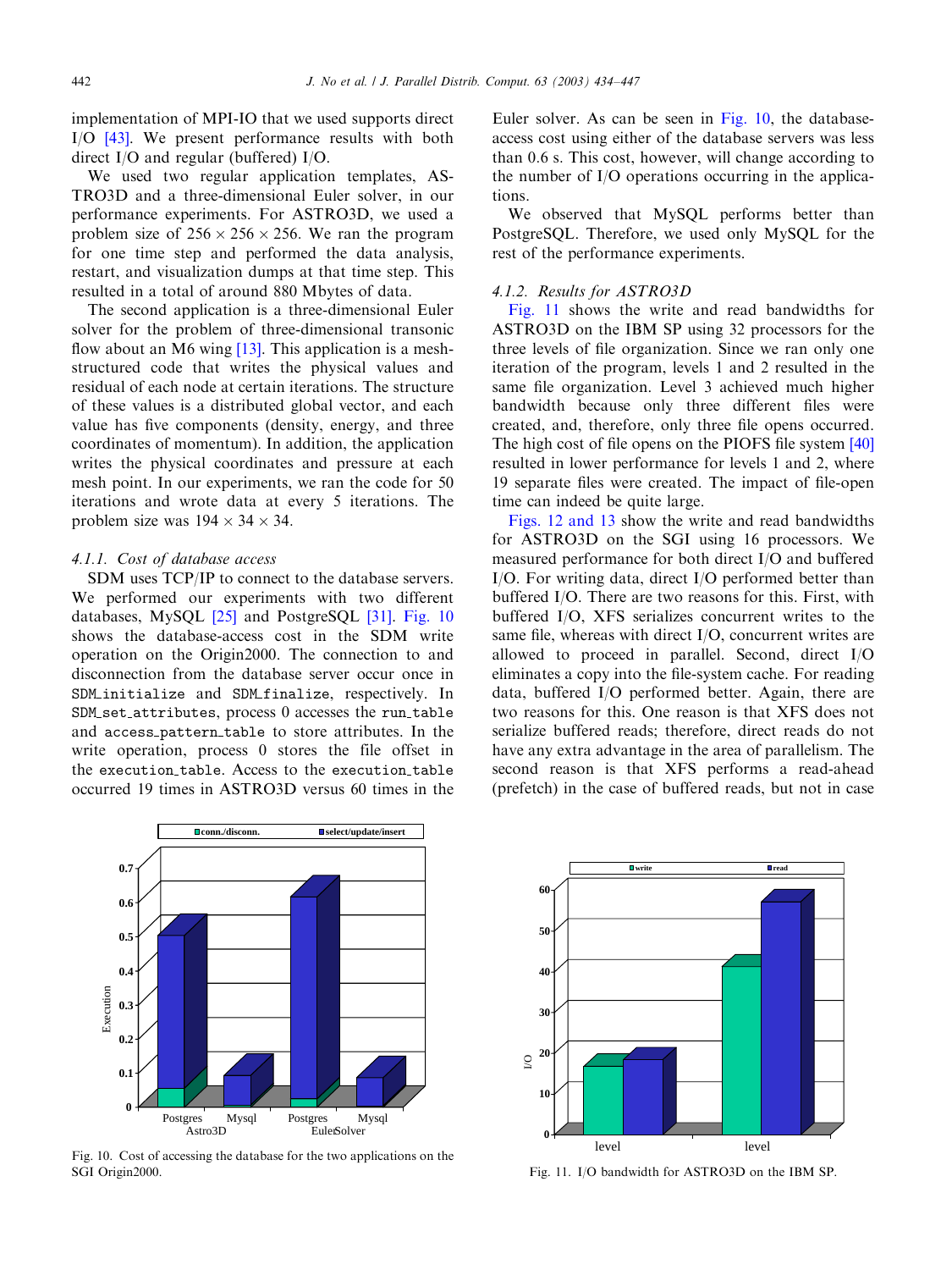implementation of MPI-IO that we used supports direct I/O [43]. We present performance results with both direct I/O and regular (buffered) I/O.

We used two regular application templates, ASTRO3D and a three-dimensional Euler solver, in our performance experiments. For ASTRO3D, we used a problem size of $256 \times 256 \times 256$. We ran the program for one time step and performed the data analysis, restart, and visualization dumps at that time step. This resulted in a total of around 880 Mbytes of data.

The second application is a three-dimensional Euler solver for the problem of three-dimensional transonic flow about an M6 wing [13]. This application is a mesh-structured code that writes the physical values and residual of each node at certain iterations. The structure of these values is a distributed global vector, and each value has five components (density, energy, and three coordinates of momentum). In addition, the application writes the physical coordinates and pressure at each mesh point. In our experiments, we ran the code for 50 iterations and wrote data at every 5 iterations. The problem size was $194 \times 34 \times 34$.

#### 4.1.1. Cost of database access

SDM uses TCP/IP to connect to the database servers. We performed our experiments with two different databases, MySQL [25] and PostgreSQL [31]. Fig. 10 shows the database-access cost in the SDM write operation on the Origin2000. The connection to and disconnection from the database server occur once in `SDM_initialize` and `SDM_finalize`, respectively. In `SDM_set_attributes`, process 0 accesses the `run_table` and `access_pattern_table` to store attributes. In the write operation, process 0 stores the file offset in the `execution_table`. Access to the `execution_table` occurred 19 times in ASTRO3D versus 60 times in the Euler solver. As can be seen in Fig. 10, the database-access cost using either of the database servers was less than 0.6 s. This cost, however, will change according to the number of I/O operations occurring in the applications.

We observed that MySQL performs better than PostgreSQL. Therefore, we used only MySQL for the rest of the performance experiments.

#### 4.1.2. Results for ASTRO3D

Fig. 11 shows the write and read bandwidths for ASTRO3D on the IBM SP using 32 processors for the three levels of file organization. Since we ran only one iteration of the program, levels 1 and 2 resulted in the same file organization. Level 3 achieved much higher bandwidth because only three different files were created, and, therefore, only three file opens occurred. The high cost of file opens on the PIOFS file system [40] resulted in lower performance for levels 1 and 2, where 19 separate files were created. The impact of file-open time can indeed be quite large.

Figs. 12 and 13 show the write and read bandwidths for ASTRO3D on the SGI using 16 processors. We measured performance for both direct I/O and buffered I/O. For writing data, direct I/O performed better than buffered I/O. There are two reasons for this. First, with buffered I/O, XFS serializes concurrent writes to the same file, whereas with direct I/O, concurrent writes are allowed to proceed in parallel. Second, direct I/O eliminates a copy into the file-system cache. For reading data, buffered I/O performed better. Again, there are two reasons for this. One reason is that XFS does not serialize buffered reads; therefore, direct reads do not have any extra advantage in the area of parallelism. The second reason is that XFS performs a read-ahead (prefetch) in the case of buffered reads, but not in case

Fig. 10. Cost of accessing the database for the two applications on the SGI Origin2000.

Fig. 11. I/O bandwidth for ASTRO3D on the IBM SP.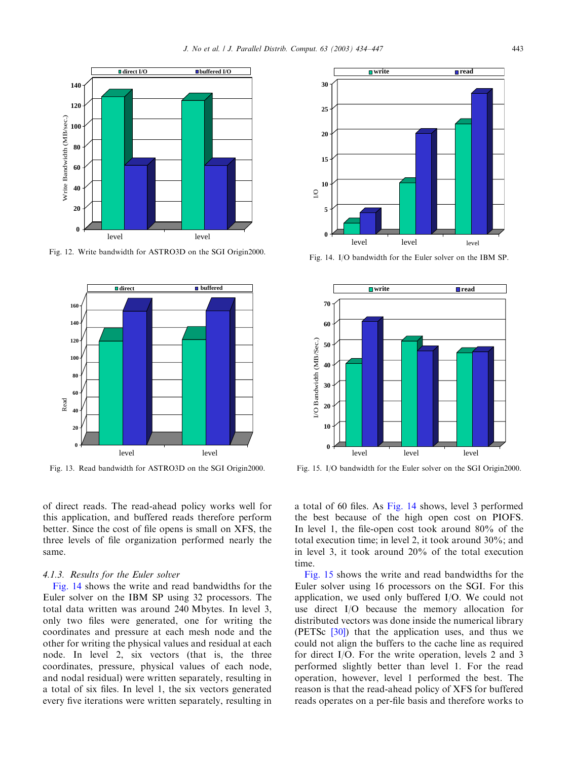Fig. 12. Write bandwidth for ASTRO3D on the SGI Origin2000.

Fig. 13. Read bandwidth for ASTRO3D on the SGI Origin2000.

Fig. 14. I/O bandwidth for the Euler solver on the IBM SP.

Fig. 15. I/O bandwidth for the Euler solver on the SGI Origin2000.

of direct reads. The read-ahead policy works well for this application, and buffered reads therefore perform better. Since the cost of file opens is small on XFS, the three levels of file organization performed nearly the same.

### 4.1.3. Results for the Euler solver

Fig. 14 shows the write and read bandwidths for the Euler solver on the IBM SP using 32 processors. The total data written was around 240 Mbytes. In level 3, only two files were generated, one for writing the coordinates and pressure at each mesh node and the other for writing the physical values and residual at each node. In level 2, six vectors (that is, the three coordinates, pressure, physical values of each node, and nodal residual) were written separately, resulting in a total of six files. In level 1, the six vectors generated every five iterations were written separately, resulting in a total of 60 files. As Fig. 14 shows, level 3 performed the best because of the high open cost on PIOFS. In level 1, the file-open cost took around 80% of the total execution time; in level 2, it took around 30%; and in level 3, it took around 20% of the total execution time.

Fig. 15 shows the write and read bandwidths for the Euler solver using 16 processors on the SGI. For this application, we used only buffered I/O. We could not use direct I/O because the memory allocation for distributed vectors was done inside the numerical library (PETSc [30]) that the application uses, and thus we could not align the buffers to the cache line as required for direct I/O. For the write operation, levels 2 and 3 performed slightly better than level 1. For the read operation, however, level 1 performed the best. The reason is that the read-ahead policy of XFS for buffered reads operates on a per-file basis and therefore works to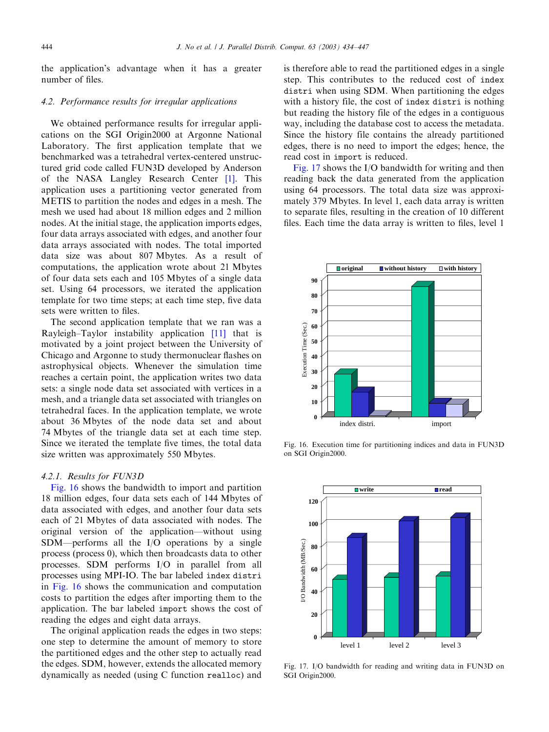the application's advantage when it has a greater number of files.

### 4.2. Performance results for irregular applications

We obtained performance results for irregular applications on the SGI Origin2000 at Argonne National Laboratory. The first application template that we benchmarked was a tetrahedral vertex-centered unstructured grid code called FUN3D developed by Anderson of the NASA Langley Research Center [1]. This application uses a partitioning vector generated from METIS to partition the nodes and edges in a mesh. The mesh we used had about 18 million edges and 2 million nodes. At the initial stage, the application imports edges, four data arrays associated with edges, and another four data arrays associated with nodes. The total imported data size was about 807 Mbytes. As a result of computations, the application wrote about 21 Mbytes of four data sets each and 105 Mbytes of a single data set. Using 64 processors, we iterated the application template for two time steps; at each time step, five data sets were written to files.

The second application template that we ran was a Rayleigh–Taylor instability application [11] that is motivated by a joint project between the University of Chicago and Argonne to study thermonuclear flashes on astrophysical objects. Whenever the simulation time reaches a certain point, the application writes two data sets: a single node data set associated with vertices in a mesh, and a triangle data set associated with triangles on tetrahedral faces. In the application template, we wrote about 36 Mbytes of the node data set and about 74 Mbytes of the triangle data set at each time step. Since we iterated the template five times, the total data size written was approximately 550 Mbytes.

#### 4.2.1. Results for FUN3D

Fig. 16 shows the bandwidth to import and partition 18 million edges, four data sets each of 144 Mbytes of data associated with edges, and another four data sets each of 21 Mbytes of data associated with nodes. The original version of the application—without using SDM—performs all the I/O operations by a single process (process 0), which then broadcasts data to other processes. SDM performs I/O in parallel from all processes using MPI-IO. The bar labeled `index distri` in Fig. 16 shows the communication and computation costs to partition the edges after importing them to the application. The bar labeled `import` shows the cost of reading the edges and eight data arrays.

The original application reads the edges in two steps: one step to determine the amount of memory to store the partitioned edges and the other step to actually read the edges. SDM, however, extends the allocated memory dynamically as needed (using C function `realloc`) and is therefore able to read the partitioned edges in a single step. This contributes to the reduced cost of `index distri` when using SDM. When partitioning the edges with a history file, the cost of `index distri` is nothing but reading the history file of the edges in a contiguous way, including the database cost to access the metadata. Since the history file contains the already partitioned edges, there is no need to import the edges; hence, the read cost in `import` is reduced.

Fig. 17 shows the I/O bandwidth for writing and then reading back the data generated from the application using 64 processors. The total data size was approximately 379 Mbytes. In level 1, each data array is written to separate files, resulting in the creation of 10 different files. Each time the data array is written to files, level 1

Fig. 16. Execution time for partitioning indices and data in FUN3D on SGI Origin2000.

Fig. 17. I/O bandwidth for reading and writing data in FUN3D on SGI Origin2000.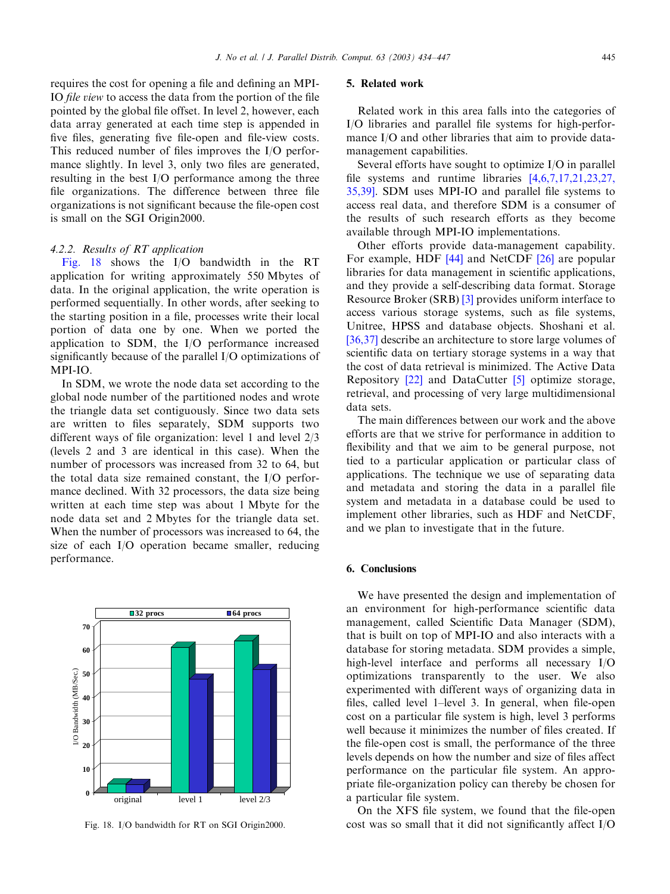requires the cost for opening a file and defining an MPI-IO *file view* to access the data from the portion of the file pointed by the global file offset. In level 2, however, each data array generated at each time step is appended in five files, generating five file-open and file-view costs. This reduced number of files improves the I/O performance slightly. In level 3, only two files are generated, resulting in the best I/O performance among the three file organizations. The difference between three file organizations is not significant because the file-open cost is small on the SGI Origin2000.

#### 4.2.2. Results of RT application

Fig. 18 shows the I/O bandwidth in the RT application for writing approximately 550 Mbytes of data. In the original application, the write operation is performed sequentially. In other words, after seeking to the starting position in a file, processes write their local portion of data one by one. When we ported the application to SDM, the I/O performance increased significantly because of the parallel I/O optimizations of MPI-IO.

In SDM, we wrote the node data set according to the global node number of the partitioned nodes and wrote the triangle data set contiguously. Since two data sets are written to files separately, SDM supports two different ways of file organization: level 1 and level 2/3 (levels 2 and 3 are identical in this case). When the number of processors was increased from 32 to 64, but the total data size remained constant, the I/O performance declined. With 32 processors, the data size being written at each time step was about 1 Mbyte for the node data set and 2 Mbytes for the triangle data set. When the number of processors was increased to 64, the size of each I/O operation became smaller, reducing performance.

Fig. 18. I/O bandwidth for RT on SGI Origin2000.

## 5. Related work

Related work in this area falls into the categories of I/O libraries and parallel file systems for high-performance I/O and other libraries that aim to provide data-management capabilities.

Several efforts have sought to optimize I/O in parallel file systems and runtime libraries [4,6,7,17,21,23,27,35,39]. SDM uses MPI-IO and parallel file systems to access real data, and therefore SDM is a consumer of the results of such research efforts as they become available through MPI-IO implementations.

Other efforts provide data-management capability. For example, HDF [44] and NetCDF [26] are popular libraries for data management in scientific applications, and they provide a self-describing data format. Storage Resource Broker (SRB) [3] provides uniform interface to access various storage systems, such as file systems, Unitree, HPSS and database objects. Shoshani et al. [36,37] describe an architecture to store large volumes of scientific data on tertiary storage systems in a way that the cost of data retrieval is minimized. The Active Data Repository [22] and DataCutter [5] optimize storage, retrieval, and processing of very large multidimensional data sets.

The main differences between our work and the above efforts are that we strive for performance in addition to flexibility and that we aim to be general purpose, not tied to a particular application or particular class of applications. The technique we use of separating data and metadata and storing the data in a parallel file system and metadata in a database could be used to implement other libraries, such as HDF and NetCDF, and we plan to investigate that in the future.

## 6. Conclusions

We have presented the design and implementation of an environment for high-performance scientific data management, called Scientific Data Manager (SDM), that is built on top of MPI-IO and also interacts with a database for storing metadata. SDM provides a simple, high-level interface and performs all necessary I/O optimizations transparently to the user. We also experimented with different ways of organizing data in files, called level 1–level 3. In general, when file-open cost on a particular file system is high, level 3 performs well because it minimizes the number of files created. If the file-open cost is small, the performance of the three levels depends on how the number and size of files affect performance on the particular file system. An appropriate file-organization policy can thereby be chosen for a particular file system.

On the XFS file system, we found that the file-open cost was so small that it did not significantly affect I/O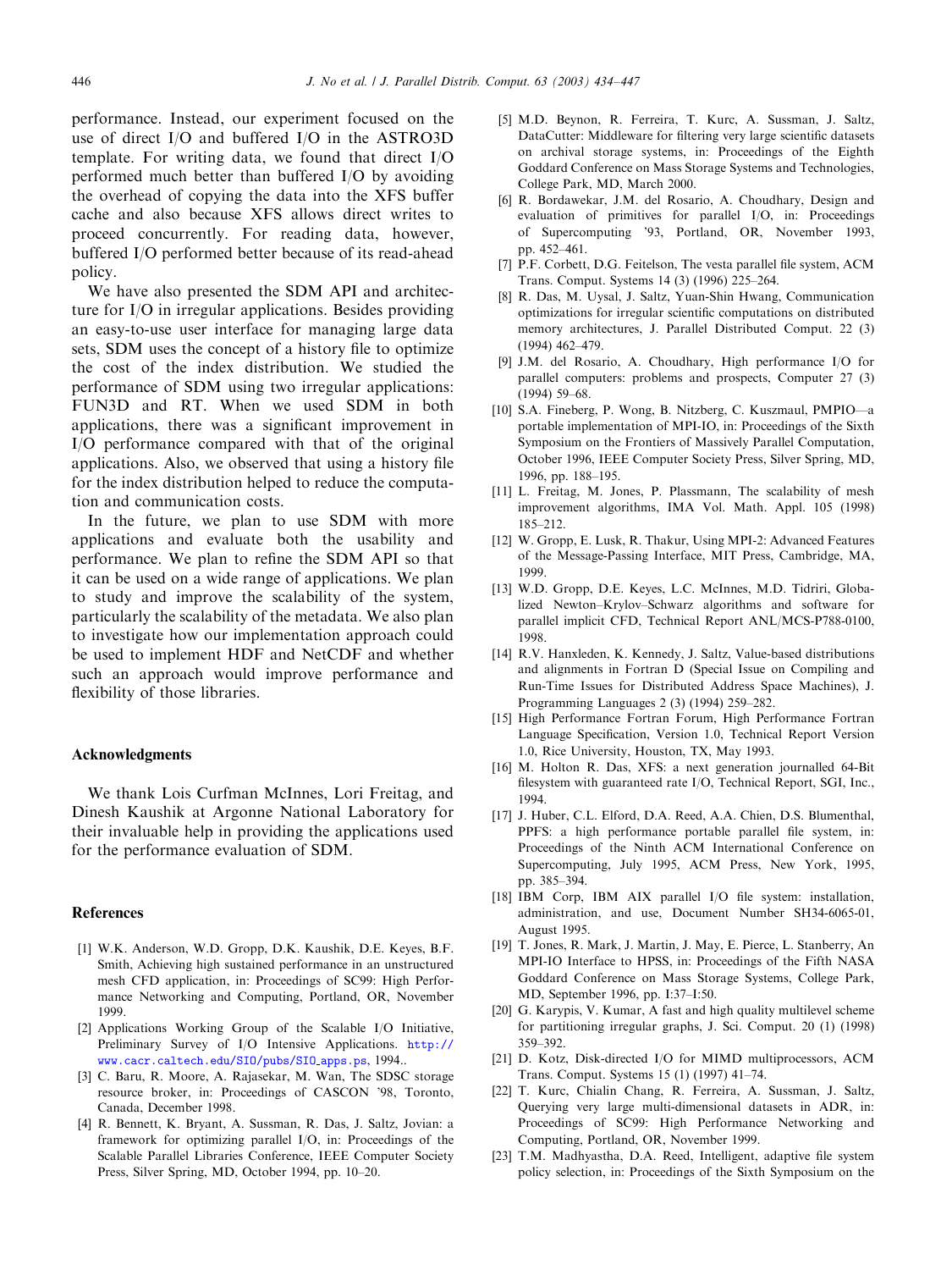performance. Instead, our experiment focused on the use of direct I/O and buffered I/O in the ASTRO3D template. For writing data, we found that direct I/O performed much better than buffered I/O by avoiding the overhead of copying the data into the XFS buffer cache and also because XFS allows direct writes to proceed concurrently. For reading data, however, buffered I/O performed better because of its read-ahead policy.

We have also presented the SDM API and architecture for I/O in irregular applications. Besides providing an easy-to-use user interface for managing large data sets, SDM uses the concept of a history file to optimize the cost of the index distribution. We studied the performance of SDM using two irregular applications: FUN3D and RT. When we used SDM in both applications, there was a significant improvement in I/O performance compared with that of the original applications. Also, we observed that using a history file for the index distribution helped to reduce the computation and communication costs.

In the future, we plan to use SDM with more applications and evaluate both the usability and performance. We plan to refine the SDM API so that it can be used on a wide range of applications. We plan to study and improve the scalability of the system, particularly the scalability of the metadata. We also plan to investigate how our implementation approach could be used to implement HDF and NetCDF and whether such an approach would improve performance and flexibility of those libraries.

## Acknowledgments

We thank Lois Curfman McInnes, Lori Freitag, and Dinesh Kaushik at Argonne National Laboratory for their invaluable help in providing the applications used for the performance evaluation of SDM.

## References

[1] W.K. Anderson, W.D. Gropp, D.K. Kaushik, D.E. Keyes, B.F. Smith, Achieving high sustained performance in an unstructured mesh CFD application, in: Proceedings of SC99: High Performance Networking and Computing, Portland, OR, November 1999.

[2] Applications Working Group of the Scalable I/O Initiative, Preliminary Survey of I/O Intensive Applications. http://www.cacr.caltech.edu/SIO/pubs/SIO_apps.ps, 1994..

[3] C. Baru, R. Moore, A. Rajasekar, M. Wan, The SDSC storage resource broker, in: Proceedings of CASCON '98, Toronto, Canada, December 1998.

[4] R. Bennett, K. Bryant, A. Sussman, R. Das, J. Saltz, Jovian: a framework for optimizing parallel I/O, in: Proceedings of the Scalable Parallel Libraries Conference, IEEE Computer Society Press, Silver Spring, MD, October 1994, pp. 10–20.

[5] M.D. Beynon, R. Ferreira, T. Kurc, A. Sussman, J. Saltz, DataCutter: Middleware for filtering very large scientific datasets on archival storage systems, in: Proceedings of the Eighth Goddard Conference on Mass Storage Systems and Technologies, College Park, MD, March 2000.

[6] R. Bordawekar, J.M. del Rosario, A. Choudhary, Design and evaluation of primitives for parallel I/O, in: Proceedings of Supercomputing '93, Portland, OR, November 1993, pp. 452–461.

[7] P.F. Corbett, D.G. Feitelson, The vesta parallel file system, ACM Trans. Comput. Systems 14 (3) (1996) 225–264.

[8] R. Das, M. Uysal, J. Saltz, Yuan-Shin Hwang, Communication optimizations for irregular scientific computations on distributed memory architectures, J. Parallel Distributed Comput. 22 (3) (1994) 462–479.

[9] J.M. del Rosario, A. Choudhary, High performance I/O for parallel computers: problems and prospects, Computer 27 (3) (1994) 59–68.

[10] S.A. Fineberg, P. Wong, B. Nitzberg, C. Kuszmaul, PMPIO—a portable implementation of MPI-IO, in: Proceedings of the Sixth Symposium on the Frontiers of Massively Parallel Computation, October 1996, IEEE Computer Society Press, Silver Spring, MD, 1996, pp. 188–195.

[11] L. Freitag, M. Jones, P. Plassmann, The scalability of mesh improvement algorithms, IMA Vol. Math. Appl. 105 (1998) 185–212.

[12] W. Gropp, E. Lusk, R. Thakur, Using MPI-2: Advanced Features of the Message-Passing Interface, MIT Press, Cambridge, MA, 1999.

[13] W.D. Gropp, D.E. Keyes, L.C. McInnes, M.D. Tidriri, Globalized Newton–Krylov–Schwarz algorithms and software for parallel implicit CFD, Technical Report ANL/MCS-P788-0100, 1998.

[14] R.V. Hanxleden, K. Kennedy, J. Saltz, Value-based distributions and alignments in Fortran D (Special Issue on Compiling and Run-Time Issues for Distributed Address Space Machines), J. Programming Languages 2 (3) (1994) 259–282.

[15] High Performance Fortran Forum, High Performance Fortran Language Specification, Version 1.0, Technical Report Version 1.0, Rice University, Houston, TX, May 1993.

[16] M. Holton R. Das, XFS: a next generation journalled 64-Bit filesystem with guaranteed rate I/O, Technical Report, SGI, Inc., 1994.

[17] J. Huber, C.L. Elford, D.A. Reed, A.A. Chien, D.S. Blumenthal, PPFS: a high performance portable parallel file system, in: Proceedings of the Ninth ACM International Conference on Supercomputing, July 1995, ACM Press, New York, 1995, pp. 385–394.

[18] IBM Corp, IBM AIX parallel I/O file system: installation, administration, and use, Document Number SH34-6065-01, August 1995.

[19] T. Jones, R. Mark, J. Martin, J. May, E. Pierce, L. Stanberry, An MPI-IO Interface to HPSS, in: Proceedings of the Fifth NASA Goddard Conference on Mass Storage Systems, College Park, MD, September 1996, pp. I:37–I:50.

[20] G. Karypis, V. Kumar, A fast and high quality multilevel scheme for partitioning irregular graphs, J. Sci. Comput. 20 (1) (1998) 359–392.

[21] D. Kotz, Disk-directed I/O for MIMD multiprocessors, ACM Trans. Comput. Systems 15 (1) (1997) 41–74.

[22] T. Kurc, Chialin Chang, R. Ferreira, A. Sussman, J. Saltz, Querying very large multi-dimensional datasets in ADR, in: Proceedings of SC99: High Performance Networking and Computing, Portland, OR, November 1999.

[23] T.M. Madhyastha, D.A. Reed, Intelligent, adaptive file system policy selection, in: Proceedings of the Sixth Symposium on the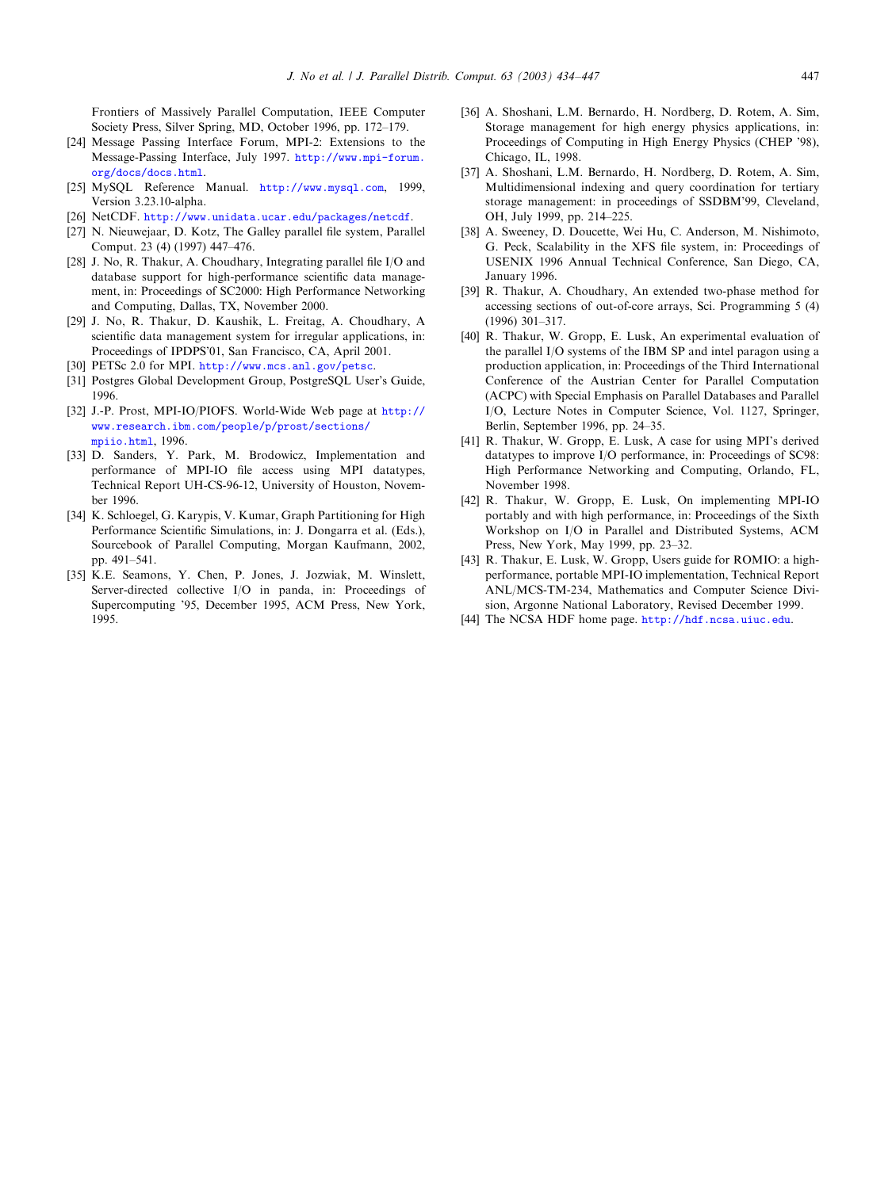Frontiers of Massively Parallel Computation, IEEE Computer Society Press, Silver Spring, MD, October 1996, pp. 172–179.

[24] Message Passing Interface Forum, MPI-2: Extensions to the Message-Passing Interface, July 1997. http://www.mpi-forum.org/docs/docs.html.

[25] MySQL Reference Manual. http://www.mysql.com, 1999, Version 3.23.10-alpha.

[26] NetCDF. http://www.unidata.ucar.edu/packages/netcdf.

[27] N. Nieuwejaar, D. Kotz, The Galley parallel file system, Parallel Comput. 23 (4) (1997) 447–476.

[28] J. No, R. Thakur, A. Choudhary, Integrating parallel file I/O and database support for high-performance scientific data management, in: Proceedings of SC2000: High Performance Networking and Computing, Dallas, TX, November 2000.

[29] J. No, R. Thakur, D. Kaushik, L. Freitag, A. Choudhary, A scientific data management system for irregular applications, in: Proceedings of IPDPS'01, San Francisco, CA, April 2001.

[30] PETSc 2.0 for MPI. http://www.mcs.anl.gov/petsc.

[31] Postgres Global Development Group, PostgreSQL User's Guide, 1996.

[32] J.-P. Prost, MPI-IO/PIOFS. World-Wide Web page at http://www.research.ibm.com/people/p/prost/sections/mpiio.html, 1996.

[33] D. Sanders, Y. Park, M. Brodowicz, Implementation and performance of MPI-IO file access using MPI datatypes, Technical Report UH-CS-96-12, University of Houston, November 1996.

[34] K. Schloegel, G. Karypis, V. Kumar, Graph Partitioning for High Performance Scientific Simulations, in: J. Dongarra et al. (Eds.), Sourcebook of Parallel Computing, Morgan Kaufmann, 2002, pp. 491–541.

[35] K.E. Seamons, Y. Chen, P. Jones, J. Jozwiak, M. Winslett, Server-directed collective I/O in panda, in: Proceedings of Supercomputing '95, December 1995, ACM Press, New York, 1995.

[36] A. Shoshani, L.M. Bernardo, H. Nordberg, D. Rotem, A. Sim, Storage management for high energy physics applications, in: Proceedings of Computing in High Energy Physics (CHEP '98), Chicago, IL, 1998.

[37] A. Shoshani, L.M. Bernardo, H. Nordberg, D. Rotem, A. Sim, Multidimensional indexing and query coordination for tertiary storage management: in proceedings of SSDBM'99, Cleveland, OH, July 1999, pp. 214–225.

[38] A. Sweeney, D. Doucette, Wei Hu, C. Anderson, M. Nishimoto, G. Peck, Scalability in the XFS file system, in: Proceedings of USENIX 1996 Annual Technical Conference, San Diego, CA, January 1996.

[39] R. Thakur, A. Choudhary, An extended two-phase method for accessing sections of out-of-core arrays, Sci. Programming 5 (4) (1996) 301–317.

[40] R. Thakur, W. Gropp, E. Lusk, An experimental evaluation of the parallel I/O systems of the IBM SP and intel paragon using a production application, in: Proceedings of the Third International Conference of the Austrian Center for Parallel Computation (ACPC) with Special Emphasis on Parallel Databases and Parallel I/O, Lecture Notes in Computer Science, Vol. 1127, Springer, Berlin, September 1996, pp. 24–35.

[41] R. Thakur, W. Gropp, E. Lusk, A case for using MPI's derived datatypes to improve I/O performance, in: Proceedings of SC98: High Performance Networking and Computing, Orlando, FL, November 1998.

[42] R. Thakur, W. Gropp, E. Lusk, On implementing MPI-IO portably and with high performance, in: Proceedings of the Sixth Workshop on I/O in Parallel and Distributed Systems, ACM Press, New York, May 1999, pp. 23–32.

[43] R. Thakur, E. Lusk, W. Gropp, Users guide for ROMIO: a high-performance, portable MPI-IO implementation, Technical Report ANL/MCS-TM-234, Mathematics and Computer Science Division, Argonne National Laboratory, Revised December 1999.

[44] The NCSA HDF home page. http://hdf.ncsa.uiuc.edu.